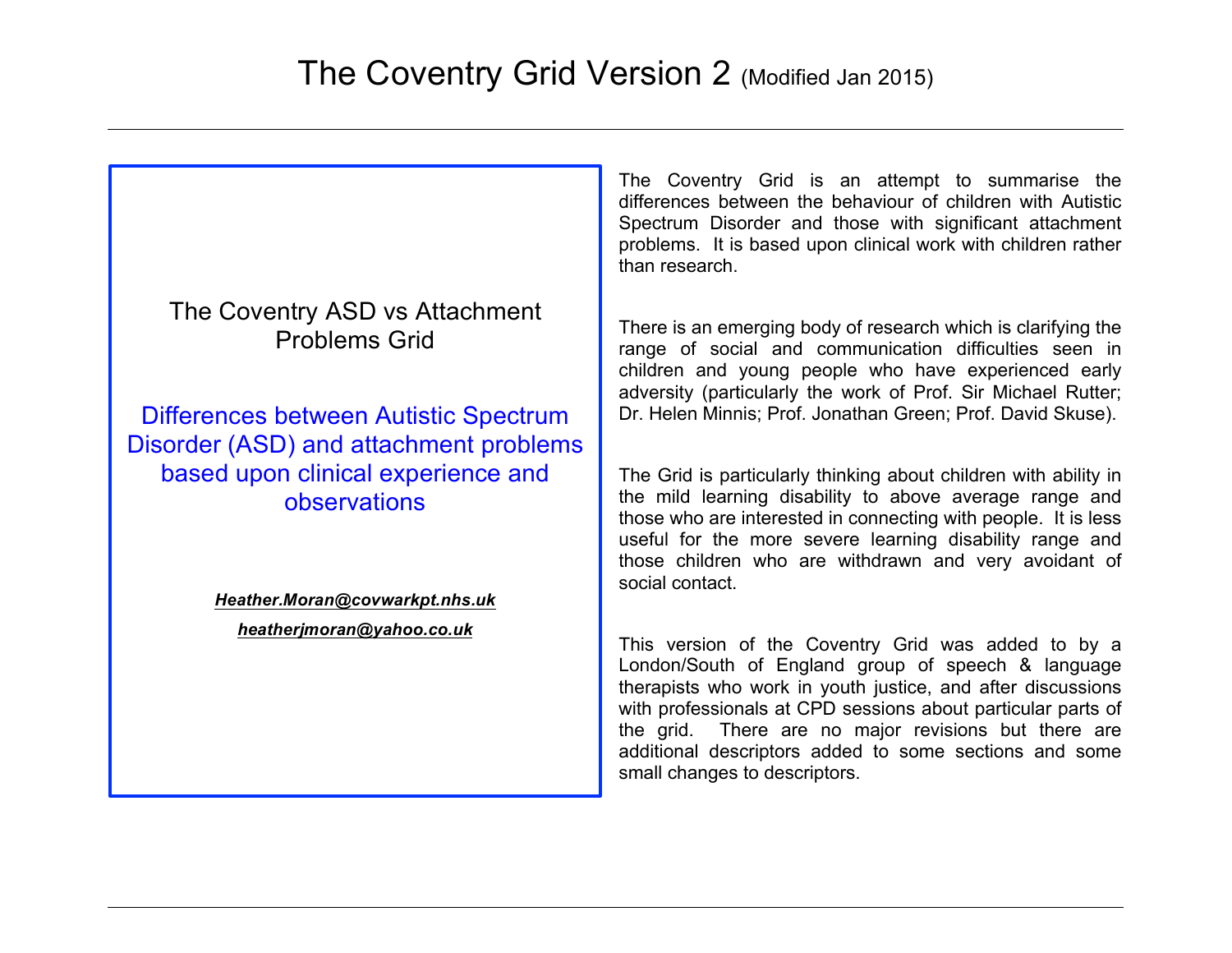# The Coventry Grid Version 2 (Modified Jan 2015)

The Coventry ASD vs Attachment Problems Grid

Differences between Autistic Spectrum Disorder (ASD) and attachment problems based upon clinical experience and observations

***Heather.Moran@covwarkpt.nhs.uk***

***heatherjmoran@yahoo.co.uk***

The Coventry Grid is an attempt to summarise the differences between the behaviour of children with Autistic Spectrum Disorder and those with significant attachment problems. It is based upon clinical work with children rather than research.

There is an emerging body of research which is clarifying the range of social and communication difficulties seen in children and young people who have experienced early adversity (particularly the work of Prof. Sir Michael Rutter; Dr. Helen Minnis; Prof. Jonathan Green; Prof. David Skuse).

The Grid is particularly thinking about children with ability in the mild learning disability to above average range and those who are interested in connecting with people. It is less useful for the more severe learning disability range and those children who are withdrawn and very avoidant of social contact.

This version of the Coventry Grid was added to by a London/South of England group of speech & language therapists who work in youth justice, and after discussions with professionals at CPD sessions about particular parts of the grid. There are no major revisions but there are additional descriptors added to some sections and some small changes to descriptors.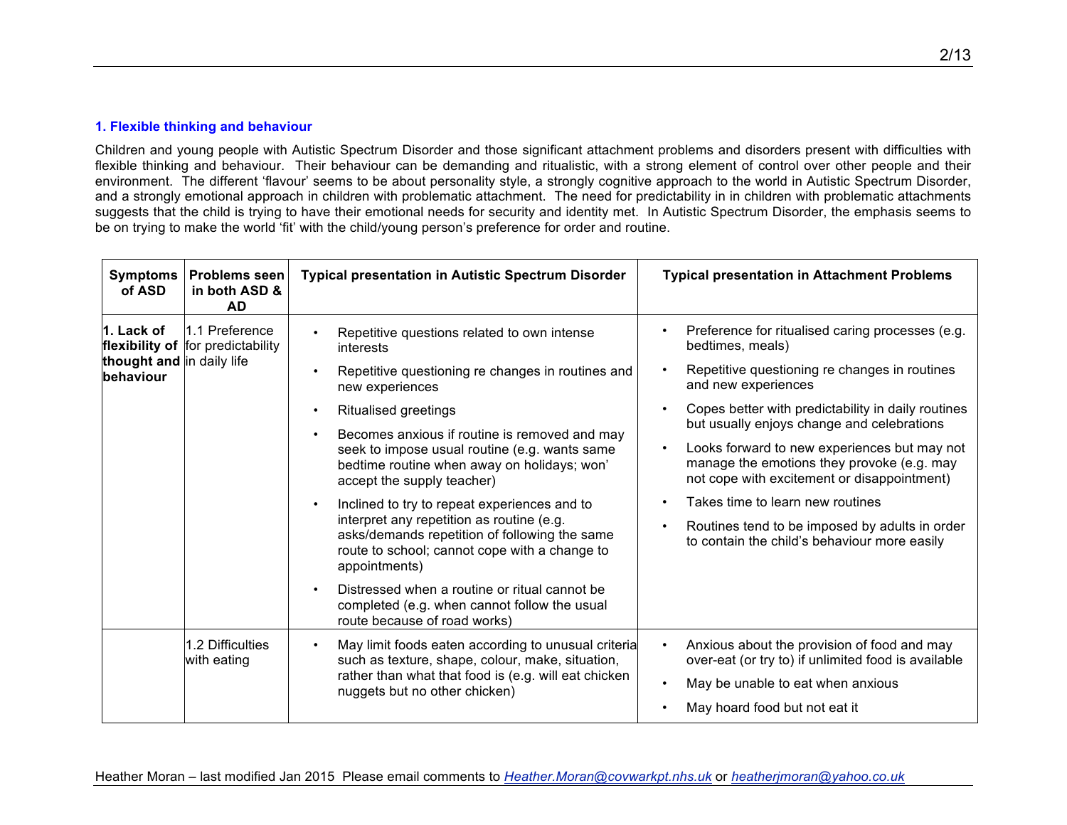### 1. Flexible thinking and behaviour

Children and young people with Autistic Spectrum Disorder and those significant attachment problems and disorders present with difficulties with flexible thinking and behaviour. Their behaviour can be demanding and ritualistic, with a strong element of control over other people and their environment. The different 'flavour' seems to be about personality style, a strongly cognitive approach to the world in Autistic Spectrum Disorder, and a strongly emotional approach in children with problematic attachment. The need for predictability in in children with problematic attachments suggests that the child is trying to have their emotional needs for security and identity met. In Autistic Spectrum Disorder, the emphasis seems to be on trying to make the world 'fit' with the child/young person's preference for order and routine.

| Symptoms of ASD | Problems seen in both ASD & AD | Typical presentation in Autistic Spectrum Disorder | Typical presentation in Attachment Problems |
|---|---|---|---|
| **1. Lack of flexibility of thought and behaviour** | 1.1 Preference for predictability in daily life | • Repetitive questions related to own intense interests<br>• Repetitive questioning re changes in routines and new experiences<br>• Ritualised greetings<br>• Becomes anxious if routine is removed and may seek to impose usual routine (e.g. wants same bedtime routine when away on holidays; won' accept the supply teacher)<br>• Inclined to try to repeat experiences and to interpret any repetition as routine (e.g. asks/demands repetition of following the same route to school; cannot cope with a change to appointments)<br>• Distressed when a routine or ritual cannot be completed (e.g. when cannot follow the usual route because of road works) | • Preference for ritualised caring processes (e.g. bedtimes, meals)<br>• Repetitive questioning re changes in routines and new experiences<br>• Copes better with predictability in daily routines but usually enjoys change and celebrations<br>• Looks forward to new experiences but may not manage the emotions they provoke (e.g. may not cope with excitement or disappointment)<br>• Takes time to learn new routines<br>• Routines tend to be imposed by adults in order to contain the child's behaviour more easily |
| | 1.2 Difficulties with eating | • May limit foods eaten according to unusual criteria such as texture, shape, colour, make, situation, rather than what that food is (e.g. will eat chicken nuggets but no other chicken) | • Anxious about the provision of food and may over-eat (or try to) if unlimited food is available<br>• May be unable to eat when anxious<br>• May hoard food but not eat it |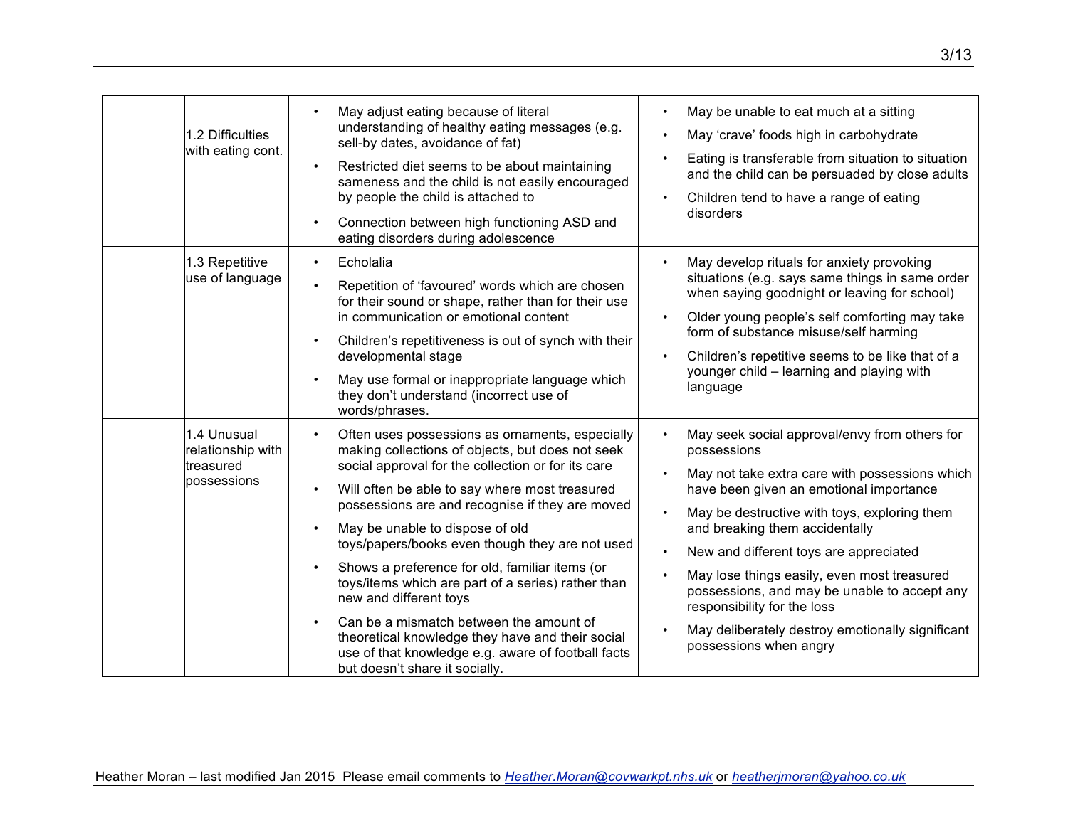| | | | |
|---|---|---|---|
| | 1.2 Difficulties with eating cont. | • May adjust eating because of literal understanding of healthy eating messages (e.g. sell-by dates, avoidance of fat)<br>• Restricted diet seems to be about maintaining sameness and the child is not easily encouraged by people the child is attached to<br>• Connection between high functioning ASD and eating disorders during adolescence | • May be unable to eat much at a sitting<br>• May 'crave' foods high in carbohydrate<br>• Eating is transferable from situation to situation and the child can be persuaded by close adults<br>• Children tend to have a range of eating disorders |
| | 1.3 Repetitive use of language | • Echolalia<br>• Repetition of 'favoured' words which are chosen for their sound or shape, rather than for their use in communication or emotional content<br>• Children's repetitiveness is out of synch with their developmental stage<br>• May use formal or inappropriate language which they don't understand (incorrect use of words/phrases. | • May develop rituals for anxiety provoking situations (e.g. says same things in same order when saying goodnight or leaving for school)<br>• Older young people's self comforting may take form of substance misuse/self harming<br>• Children's repetitive seems to be like that of a younger child – learning and playing with language |
| | 1.4 Unusual relationship with treasured possessions | • Often uses possessions as ornaments, especially making collections of objects, but does not seek social approval for the collection or for its care<br>• Will often be able to say where most treasured possessions are and recognise if they are moved<br>• May be unable to dispose of old toys/papers/books even though they are not used<br>• Shows a preference for old, familiar items (or toys/items which are part of a series) rather than new and different toys<br>• Can be a mismatch between the amount of theoretical knowledge they have and their social use of that knowledge e.g. aware of football facts but doesn't share it socially. | • May seek social approval/envy from others for possessions<br>• May not take extra care with possessions which have been given an emotional importance<br>• May be destructive with toys, exploring them and breaking them accidentally<br>• New and different toys are appreciated<br>• May lose things easily, even most treasured possessions, and may be unable to accept any responsibility for the loss<br>• May deliberately destroy emotionally significant possessions when angry |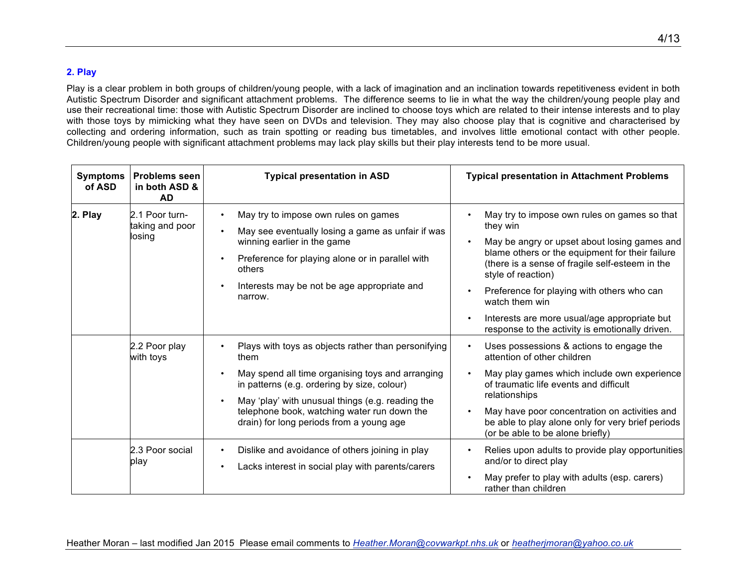## 2. Play

Play is a clear problem in both groups of children/young people, with a lack of imagination and an inclination towards repetitiveness evident in both Autistic Spectrum Disorder and significant attachment problems. The difference seems to lie in what the way the children/young people play and use their recreational time: those with Autistic Spectrum Disorder are inclined to choose toys which are related to their intense interests and to play with those toys by mimicking what they have seen on DVDs and television. They may also choose play that is cognitive and characterised by collecting and ordering information, such as train spotting or reading bus timetables, and involves little emotional contact with other people. Children/young people with significant attachment problems may lack play skills but their play interests tend to be more usual.

| Symptoms of ASD | Problems seen in both ASD & AD | Typical presentation in ASD | Typical presentation in Attachment Problems |
|---|---|---|---|
| **2. Play** | 2.1 Poor turn-taking and poor losing | • May try to impose own rules on games<br>• May see eventually losing a game as unfair if was winning earlier in the game<br>• Preference for playing alone or in parallel with others<br>• Interests may be not be age appropriate and narrow. | • May try to impose own rules on games so that they win<br>• May be angry or upset about losing games and blame others or the equipment for their failure (there is a sense of fragile self-esteem in the style of reaction)<br>• Preference for playing with others who can watch them win<br>• Interests are more usual/age appropriate but response to the activity is emotionally driven. |
| | 2.2 Poor play with toys | • Plays with toys as objects rather than personifying them<br>• May spend all time organising toys and arranging in patterns (e.g. ordering by size, colour)<br>• May 'play' with unusual things (e.g. reading the telephone book, watching water run down the drain) for long periods from a young age | • Uses possessions & actions to engage the attention of other children<br>• May play games which include own experience of traumatic life events and difficult relationships<br>• May have poor concentration on activities and be able to play alone only for very brief periods (or be able to be alone briefly) |
| | 2.3 Poor social play | • Dislike and avoidance of others joining in play<br>• Lacks interest in social play with parents/carers | • Relies upon adults to provide play opportunities and/or to direct play<br>• May prefer to play with adults (esp. carers) rather than children |

Heather Moran – last modified Jan 2015 Please email comments to *Heather.Moran@covwarkpt.nhs.uk* or *heatherjmoran@yahoo.co.uk*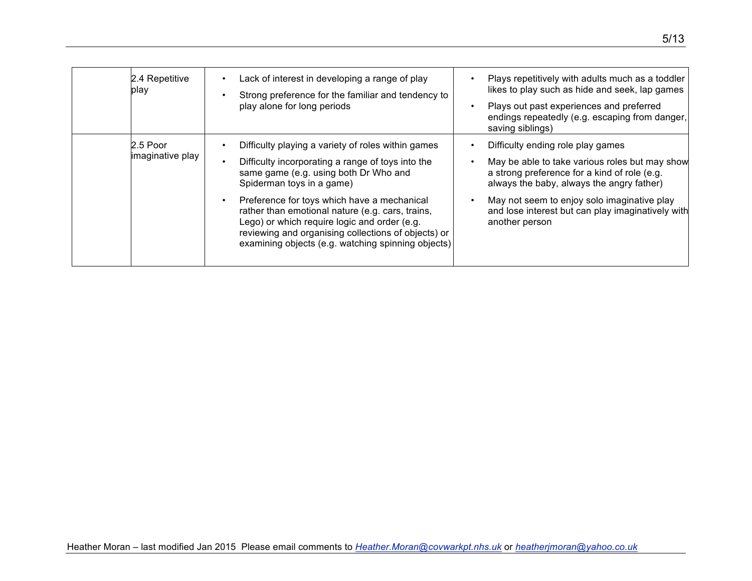|  |  |  |  |
|---|---|---|---|
|  | 2.4 Repetitive play | • Lack of interest in developing a range of play<br>• Strong preference for the familiar and tendency to play alone for long periods | • Plays repetitively with adults much as a toddler likes to play such as hide and seek, lap games<br>• Plays out past experiences and preferred endings repeatedly (e.g. escaping from danger, saving siblings) |
|  | 2.5 Poor imaginative play | • Difficulty playing a variety of roles within games<br>• Difficulty incorporating a range of toys into the same game (e.g. using both Dr Who and Spiderman toys in a game)<br>• Preference for toys which have a mechanical rather than emotional nature (e.g. cars, trains, Lego) or which require logic and order (e.g. reviewing and organising collections of objects) or examining objects (e.g. watching spinning objects) | • Difficulty ending role play games<br>• May be able to take various roles but may show a strong preference for a kind of role (e.g. always the baby, always the angry father)<br>• May not seem to enjoy solo imaginative play and lose interest but can play imaginatively with another person |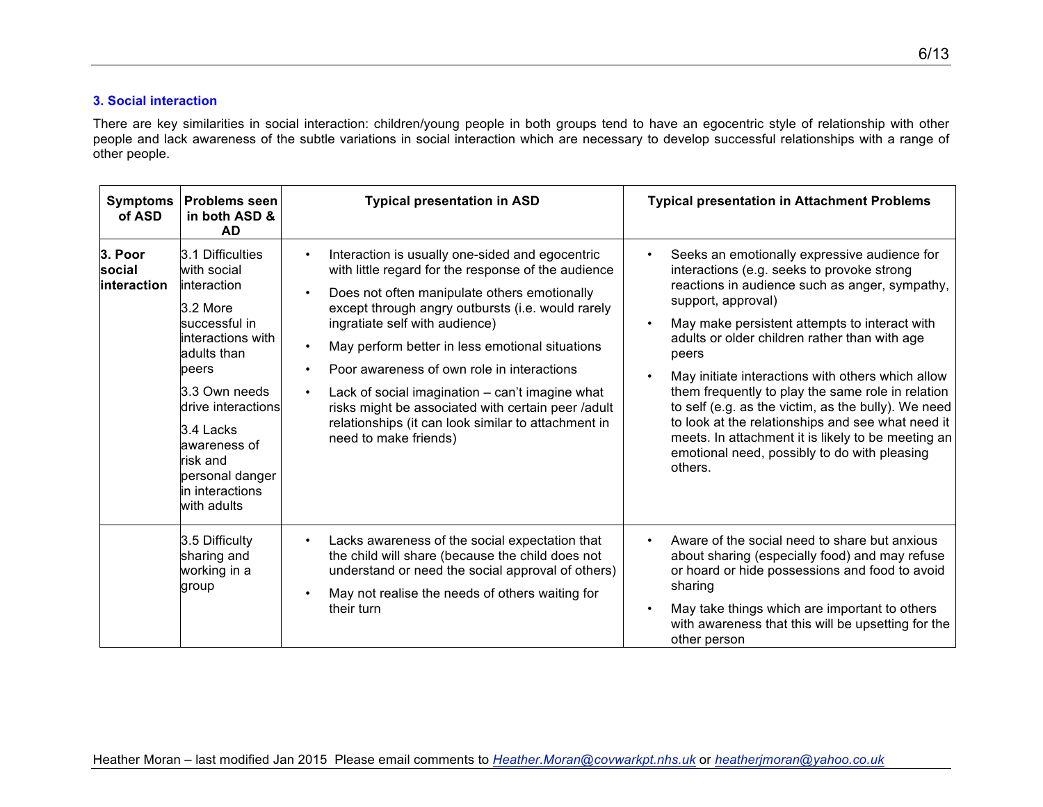### 3. Social interaction

There are key similarities in social interaction: children/young people in both groups tend to have an egocentric style of relationship with other people and lack awareness of the subtle variations in social interaction which are necessary to develop successful relationships with a range of other people.

| Symptoms of ASD | Problems seen in both ASD & AD | Typical presentation in ASD | Typical presentation in Attachment Problems |
|---|---|---|---|
| **3. Poor social interaction** | 3.1 Difficulties with social interaction<br>3.2 More successful in interactions with adults than peers<br>3.3 Own needs drive interactions<br>3.4 Lacks awareness of risk and personal danger in interactions with adults | • Interaction is usually one-sided and egocentric with little regard for the response of the audience<br>• Does not often manipulate others emotionally except through angry outbursts (i.e. would rarely ingratiate self with audience)<br>• May perform better in less emotional situations<br>• Poor awareness of own role in interactions<br>• Lack of social imagination – can't imagine what risks might be associated with certain peer /adult relationships (it can look similar to attachment in need to make friends) | • Seeks an emotionally expressive audience for interactions (e.g. seeks to provoke strong reactions in audience such as anger, sympathy, support, approval)<br>• May make persistent attempts to interact with adults or older children rather than with age peers<br>• May initiate interactions with others which allow them frequently to play the same role in relation to self (e.g. as the victim, as the bully). We need to look at the relationships and see what need it meets. In attachment it is likely to be meeting an emotional need, possibly to do with pleasing others. |
| | 3.5 Difficulty sharing and working in a group | • Lacks awareness of the social expectation that the child will share (because the child does not understand or need the social approval of others)<br>• May not realise the needs of others waiting for their turn | • Aware of the social need to share but anxious about sharing (especially food) and may refuse or hoard or hide possessions and food to avoid sharing<br>• May take things which are important to others with awareness that this will be upsetting for the other person |

Heather Moran – last modified Jan 2015 Please email comments to *Heather.Moran@covwarkpt.nhs.uk* or *heatherjmoran@yahoo.co.uk*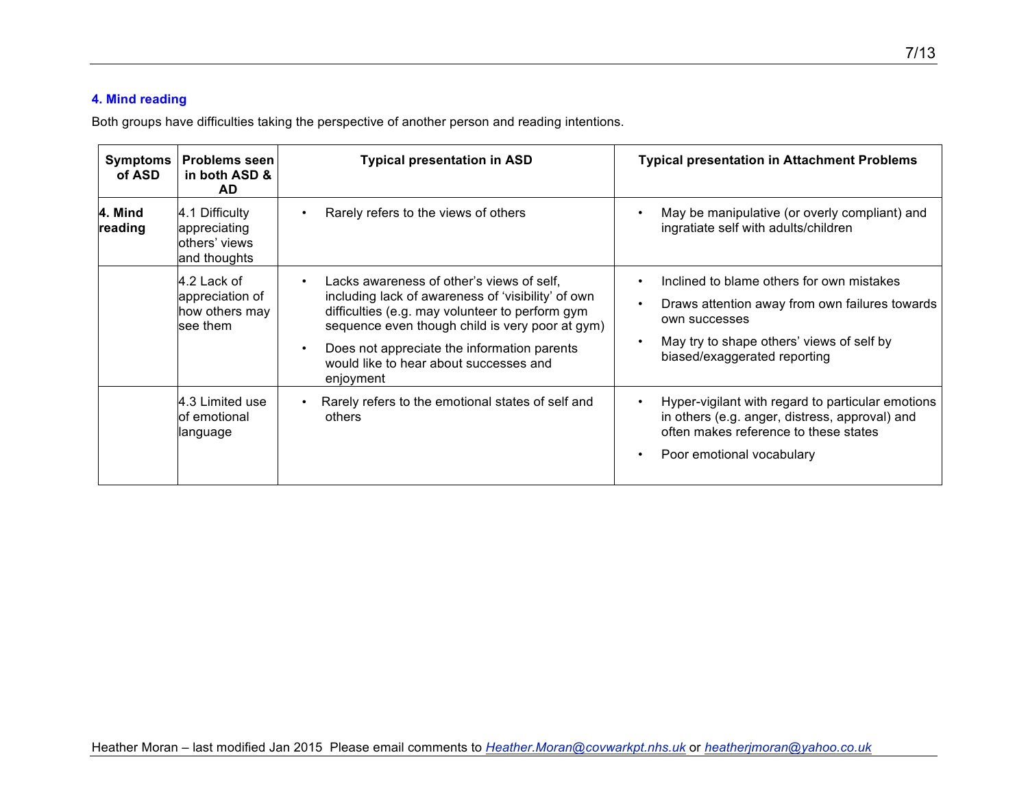### 4. Mind reading

Both groups have difficulties taking the perspective of another person and reading intentions.

| Symptoms of ASD | Problems seen in both ASD & AD | Typical presentation in ASD | Typical presentation in Attachment Problems |
|---|---|---|---|
| **4. Mind reading** | 4.1 Difficulty appreciating others' views and thoughts | • Rarely refers to the views of others | • May be manipulative (or overly compliant) and ingratiate self with adults/children |
| | 4.2 Lack of appreciation of how others may see them | • Lacks awareness of other's views of self, including lack of awareness of 'visibility' of own difficulties (e.g. may volunteer to perform gym sequence even though child is very poor at gym)<br>• Does not appreciate the information parents would like to hear about successes and enjoyment | • Inclined to blame others for own mistakes<br>• Draws attention away from own failures towards own successes<br>• May try to shape others' views of self by biased/exaggerated reporting |
| | 4.3 Limited use of emotional language | • Rarely refers to the emotional states of self and others | • Hyper-vigilant with regard to particular emotions in others (e.g. anger, distress, approval) and often makes reference to these states<br>• Poor emotional vocabulary |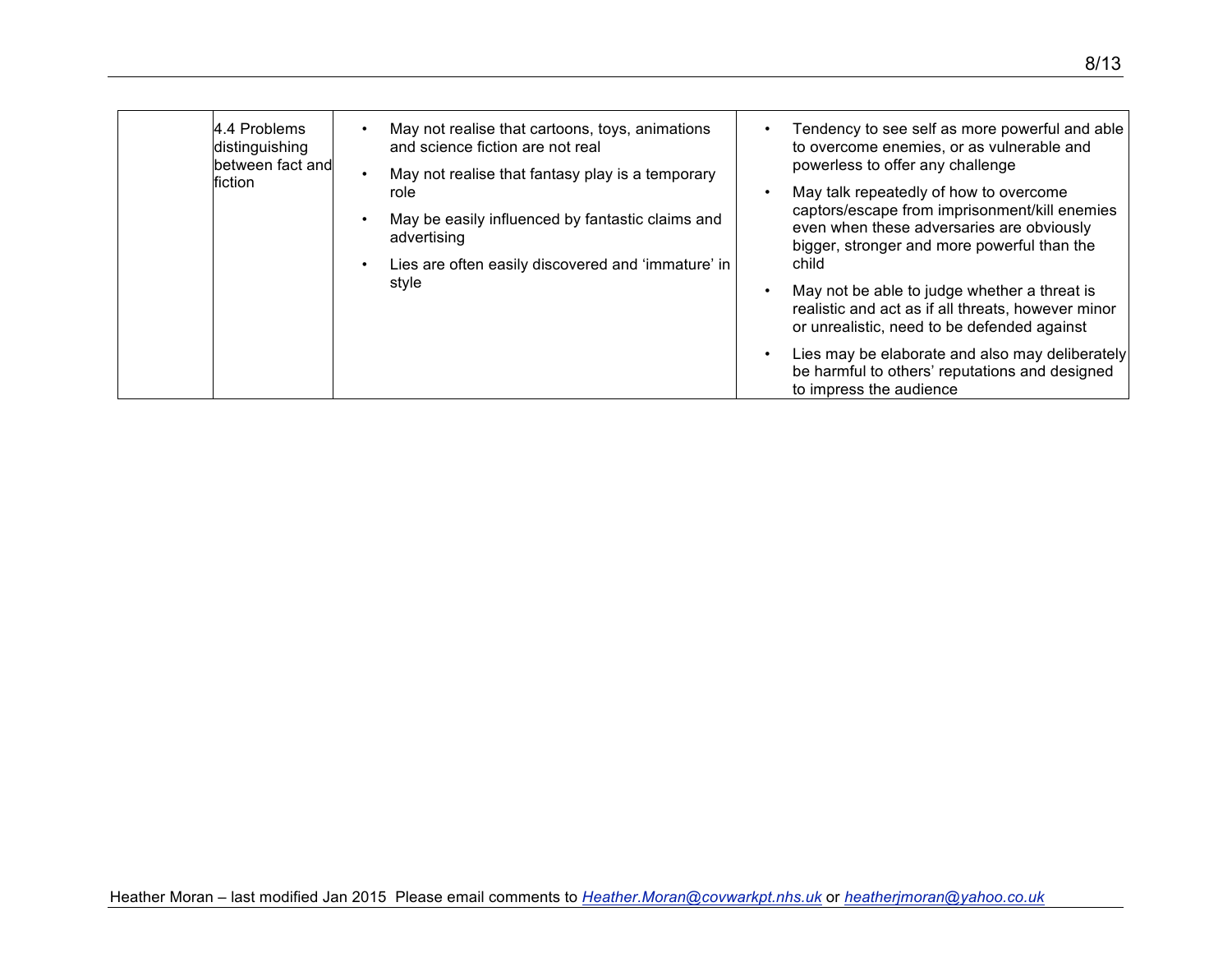| | | | |
|---|---|---|---|
| | 4.4 Problems distinguishing between fact and fiction | • May not realise that cartoons, toys, animations and science fiction are not real<br>• May not realise that fantasy play is a temporary role<br>• May be easily influenced by fantastic claims and advertising<br>• Lies are often easily discovered and 'immature' in style | • Tendency to see self as more powerful and able to overcome enemies, or as vulnerable and powerless to offer any challenge<br>• May talk repeatedly of how to overcome captors/escape from imprisonment/kill enemies even when these adversaries are obviously bigger, stronger and more powerful than the child<br>• May not be able to judge whether a threat is realistic and act as if all threats, however minor or unrealistic, need to be defended against<br>• Lies may be elaborate and also may deliberately be harmful to others' reputations and designed to impress the audience |

Heather Moran – last modified Jan 2015 Please email comments to *Heather.Moran@covwarkpt.nhs.uk* or *heatherjmoran@yahoo.co.uk*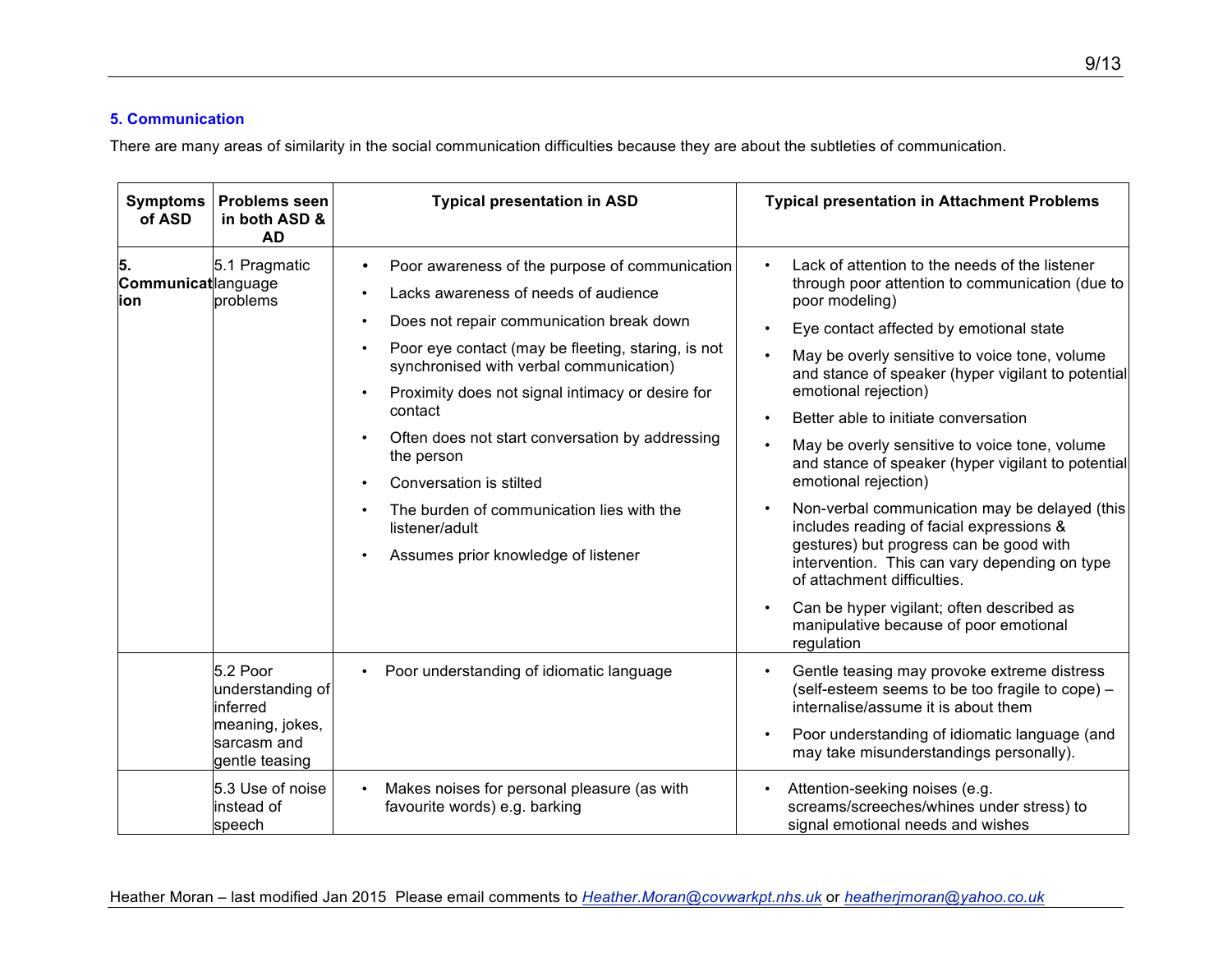### 5. Communication

There are many areas of similarity in the social communication difficulties because they are about the subtleties of communication.

| Symptoms of ASD | Problems seen in both ASD & AD | Typical presentation in ASD | Typical presentation in Attachment Problems |
|---|---|---|---|
| **5. Communication** | 5.1 Pragmatic language problems | • Poor awareness of the purpose of communication<br>• Lacks awareness of needs of audience<br>• Does not repair communication break down<br>• Poor eye contact (may be fleeting, staring, is not synchronised with verbal communication)<br>• Proximity does not signal intimacy or desire for contact<br>• Often does not start conversation by addressing the person<br>• Conversation is stilted<br>• The burden of communication lies with the listener/adult<br>• Assumes prior knowledge of listener | • Lack of attention to the needs of the listener through poor attention to communication (due to poor modeling)<br>• Eye contact affected by emotional state<br>• May be overly sensitive to voice tone, volume and stance of speaker (hyper vigilant to potential emotional rejection)<br>• Better able to initiate conversation<br>• May be overly sensitive to voice tone, volume and stance of speaker (hyper vigilant to potential emotional rejection)<br>• Non-verbal communication may be delayed (this includes reading of facial expressions & gestures) but progress can be good with intervention. This can vary depending on type of attachment difficulties.<br>• Can be hyper vigilant; often described as manipulative because of poor emotional regulation |
| | 5.2 Poor understanding of inferred meaning, jokes, sarcasm and gentle teasing | • Poor understanding of idiomatic language | • Gentle teasing may provoke extreme distress (self-esteem seems to be too fragile to cope) – internalise/assume it is about them<br>• Poor understanding of idiomatic language (and may take misunderstandings personally). |
| | 5.3 Use of noise instead of speech | • Makes noises for personal pleasure (as with favourite words) e.g. barking | • Attention-seeking noises (e.g. screams/screeches/whines under stress) to signal emotional needs and wishes |

Heather Moran – last modified Jan 2015 Please email comments to *Heather.Moran@covwarkpt.nhs.uk* or *heatherjmoran@yahoo.co.uk*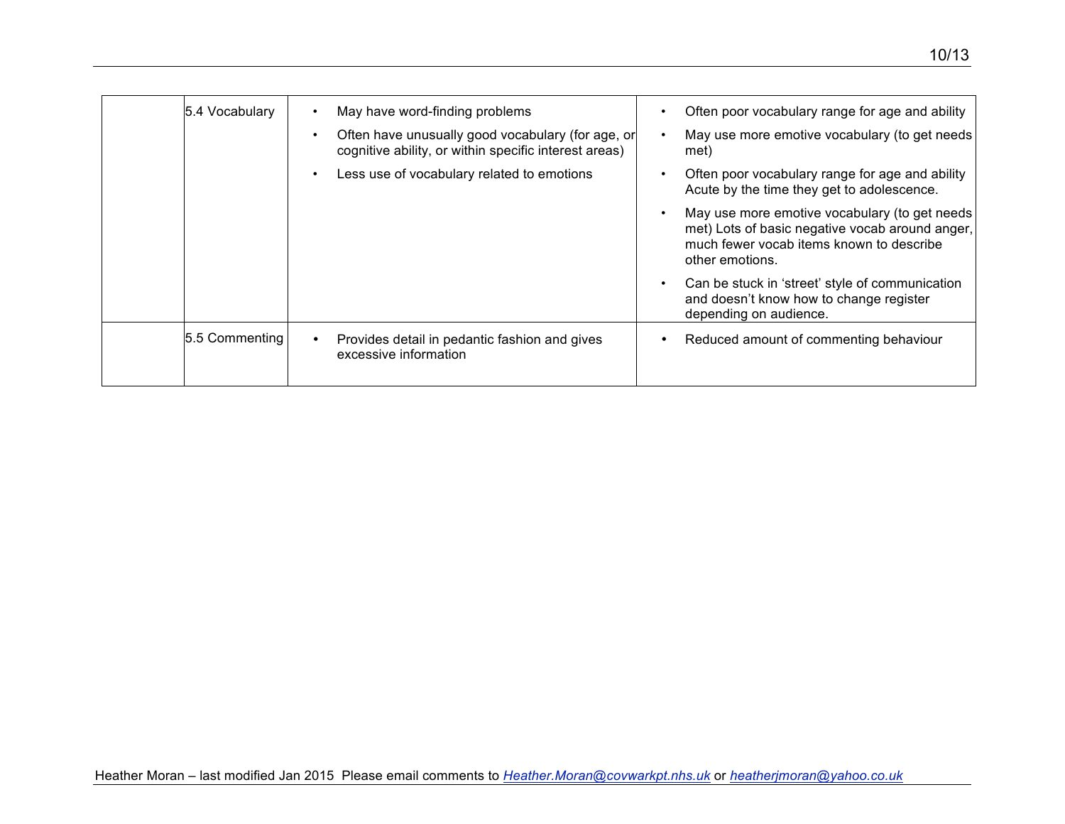| | | | |
|---|---|---|---|
| | 5.4 Vocabulary | • May have word-finding problems<br>• Often have unusually good vocabulary (for age, or cognitive ability, or within specific interest areas)<br>• Less use of vocabulary related to emotions | • Often poor vocabulary range for age and ability<br>• May use more emotive vocabulary (to get needs met)<br>• Often poor vocabulary range for age and ability Acute by the time they get to adolescence.<br>• May use more emotive vocabulary (to get needs met) Lots of basic negative vocab around anger, much fewer vocab items known to describe other emotions.<br>• Can be stuck in 'street' style of communication and doesn't know how to change register depending on audience. |
| | 5.5 Commenting | • Provides detail in pedantic fashion and gives excessive information | • Reduced amount of commenting behaviour |

Heather Moran – last modified Jan 2015 Please email comments to *Heather.Moran@covwarkpt.nhs.uk* or *heatherjmoran@yahoo.co.uk*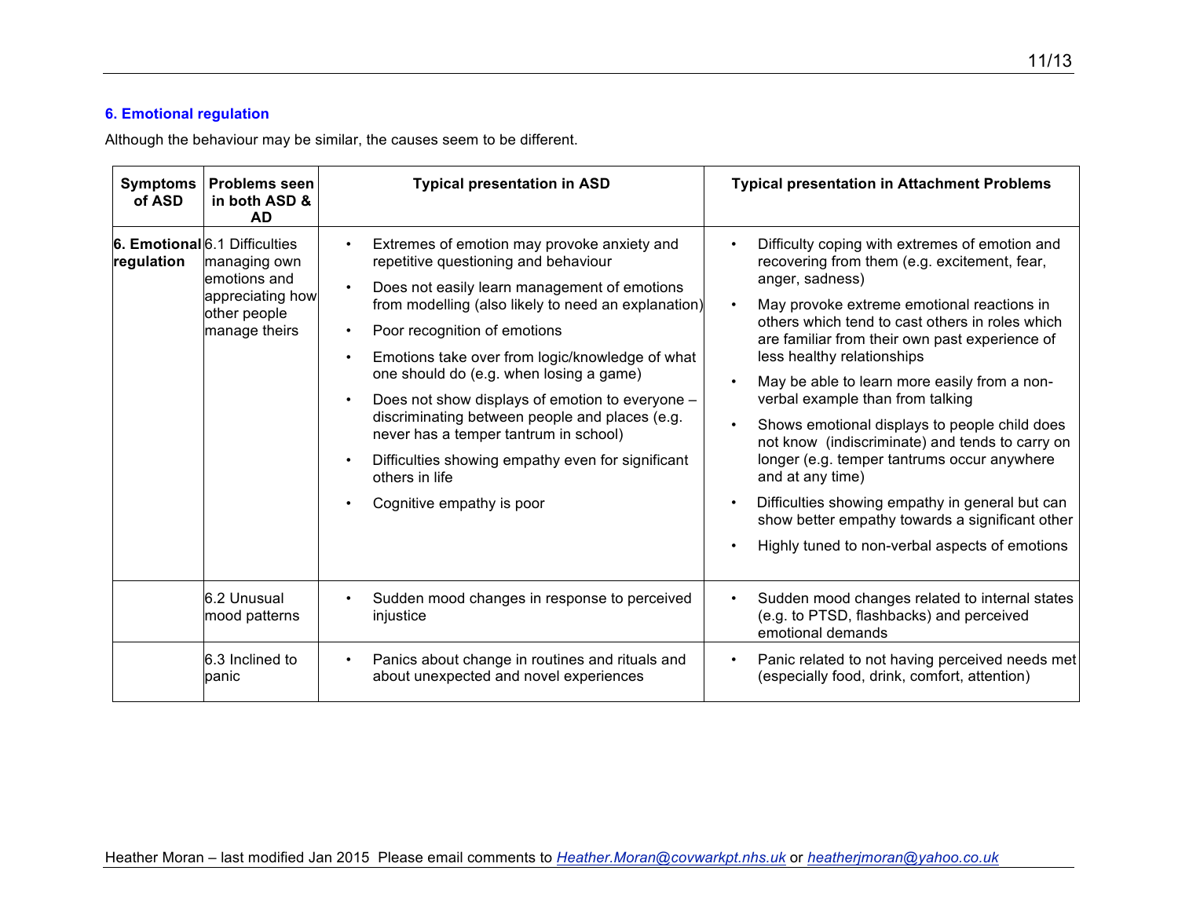### 6. Emotional regulation

Although the behaviour may be similar, the causes seem to be different.

| Symptoms of ASD | Problems seen in both ASD & AD | Typical presentation in ASD | Typical presentation in Attachment Problems |
|---|---|---|---|
| **6. Emotional regulation** | 6.1 Difficulties managing own emotions and appreciating how other people manage theirs | • Extremes of emotion may provoke anxiety and repetitive questioning and behaviour<br>• Does not easily learn management of emotions from modelling (also likely to need an explanation)<br>• Poor recognition of emotions<br>• Emotions take over from logic/knowledge of what one should do (e.g. when losing a game)<br>• Does not show displays of emotion to everyone – discriminating between people and places (e.g. never has a temper tantrum in school)<br>• Difficulties showing empathy even for significant others in life<br>• Cognitive empathy is poor | • Difficulty coping with extremes of emotion and recovering from them (e.g. excitement, fear, anger, sadness)<br>• May provoke extreme emotional reactions in others which tend to cast others in roles which are familiar from their own past experience of less healthy relationships<br>• May be able to learn more easily from a non-verbal example than from talking<br>• Shows emotional displays to people child does not know (indiscriminate) and tends to carry on longer (e.g. temper tantrums occur anywhere and at any time)<br>• Difficulties showing empathy in general but can show better empathy towards a significant other<br>• Highly tuned to non-verbal aspects of emotions |
| | 6.2 Unusual mood patterns | • Sudden mood changes in response to perceived injustice | • Sudden mood changes related to internal states (e.g. to PTSD, flashbacks) and perceived emotional demands |
| | 6.3 Inclined to panic | • Panics about change in routines and rituals and about unexpected and novel experiences | • Panic related to not having perceived needs met (especially food, drink, comfort, attention) |

Heather Moran – last modified Jan 2015 Please email comments to *Heather.Moran@covwarkpt.nhs.uk* or *heatherjmoran@yahoo.co.uk*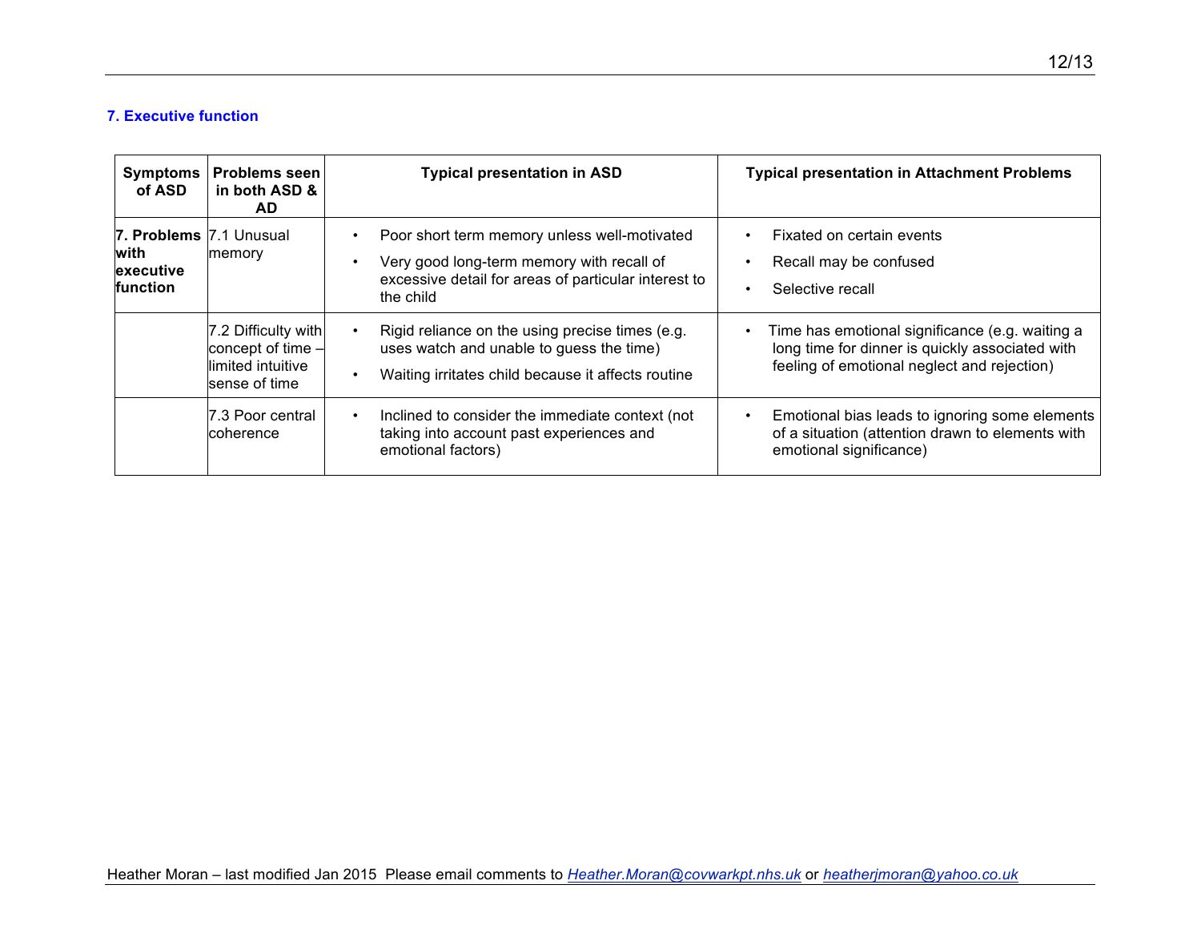### 7. Executive function

| Symptoms of ASD | Problems seen in both ASD & AD | Typical presentation in ASD | Typical presentation in Attachment Problems |
|---|---|---|---|
| **7. Problems with executive function** | 7.1 Unusual memory | • Poor short term memory unless well-motivated<br>• Very good long-term memory with recall of excessive detail for areas of particular interest to the child | • Fixated on certain events<br>• Recall may be confused<br>• Selective recall |
| | 7.2 Difficulty with concept of time – limited intuitive sense of time | • Rigid reliance on the using precise times (e.g. uses watch and unable to guess the time)<br>• Waiting irritates child because it affects routine | • Time has emotional significance (e.g. waiting a long time for dinner is quickly associated with feeling of emotional neglect and rejection) |
| | 7.3 Poor central coherence | • Inclined to consider the immediate context (not taking into account past experiences and emotional factors) | • Emotional bias leads to ignoring some elements of a situation (attention drawn to elements with emotional significance) |

Heather Moran – last modified Jan 2015 Please email comments to *Heather.Moran@covwarkpt.nhs.uk* or *heatherjmoran@yahoo.co.uk*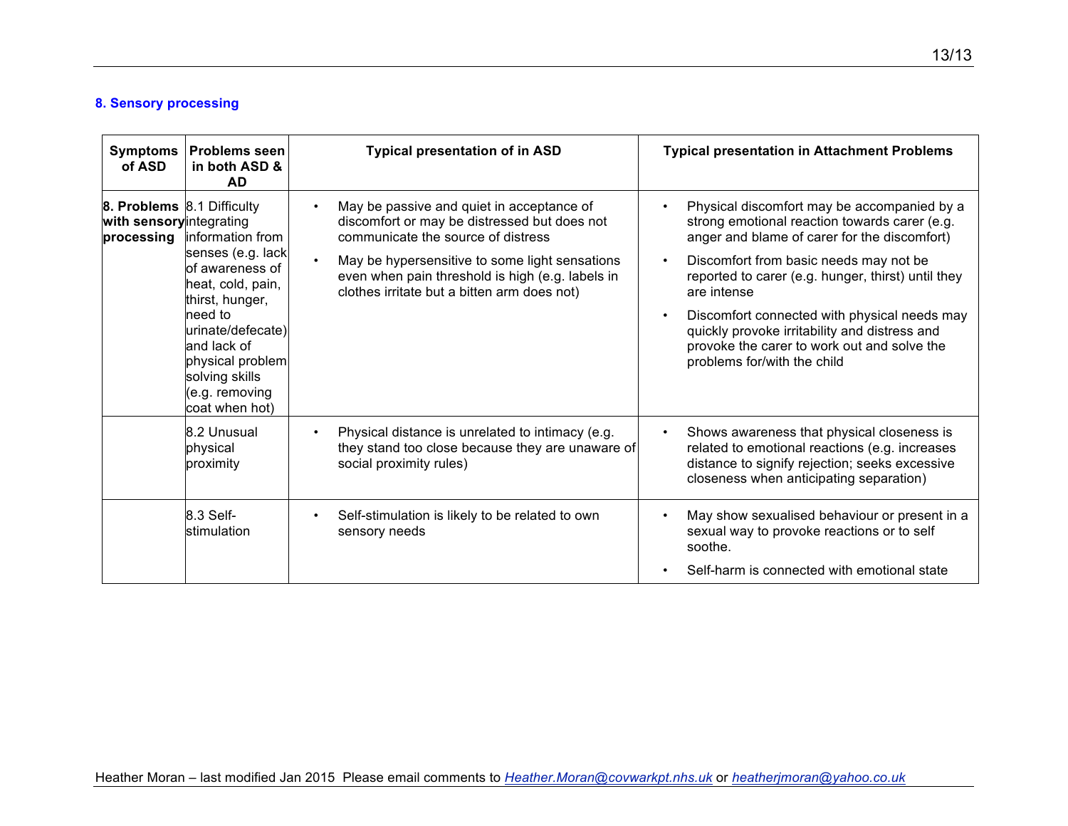### 8. Sensory processing

| Symptoms of ASD | Problems seen in both ASD & AD | Typical presentation of in ASD | Typical presentation in Attachment Problems |
|---|---|---|---|
| **8. Problems with sensory processing** | 8.1 Difficulty integrating information from senses (e.g. lack of awareness of heat, cold, pain, thirst, hunger, need to urinate/defecate) and lack of physical problem solving skills (e.g. removing coat when hot) | • May be passive and quiet in acceptance of discomfort or may be distressed but does not communicate the source of distress<br>• May be hypersensitive to some light sensations even when pain threshold is high (e.g. labels in clothes irritate but a bitten arm does not) | • Physical discomfort may be accompanied by a strong emotional reaction towards carer (e.g. anger and blame of carer for the discomfort)<br>• Discomfort from basic needs may not be reported to carer (e.g. hunger, thirst) until they are intense<br>• Discomfort connected with physical needs may quickly provoke irritability and distress and provoke the carer to work out and solve the problems for/with the child |
| | 8.2 Unusual physical proximity | • Physical distance is unrelated to intimacy (e.g. they stand too close because they are unaware of social proximity rules) | • Shows awareness that physical closeness is related to emotional reactions (e.g. increases distance to signify rejection; seeks excessive closeness when anticipating separation) |
| | 8.3 Self-stimulation | • Self-stimulation is likely to be related to own sensory needs | • May show sexualised behaviour or present in a sexual way to provoke reactions or to self soothe.<br>• Self-harm is connected with emotional state |

Heather Moran – last modified Jan 2015 Please email comments to *Heather.Moran@covwarkpt.nhs.uk* or *heatherjmoran@yahoo.co.uk*